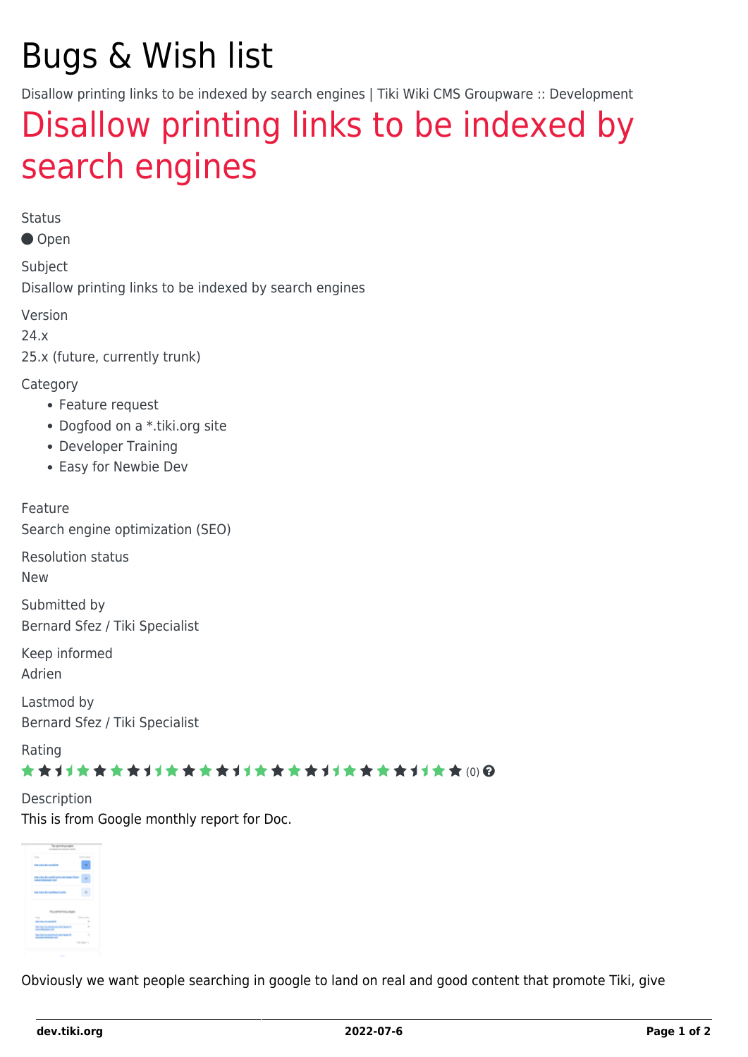# Bugs & Wish list

Disallow printing links to be indexed by search engines | Tiki Wiki CMS Groupware :: Development

## Disallow printing links to be indexed by search engines

Status

● Open

Subject

Disallow printing links to be indexed by search engines

Version

24.x

25.x (future, currently trunk)

Category

- Feature request
- Dogfood on a *.tiki.org site
- Developer Training
- Easy for Newbie Dev

Feature

Search engine optimization (SEO)

Resolution status

New

Submitted by

Bernard Sfez / Tiki Specialist

Keep informed

Adrien

Lastmod by

Bernard Sfez / Tiki Specialist

Rating

(0)

Description

This is from Google monthly report for Doc.

Obviously we want people searching in google to land on real and good content that promote Tiki, give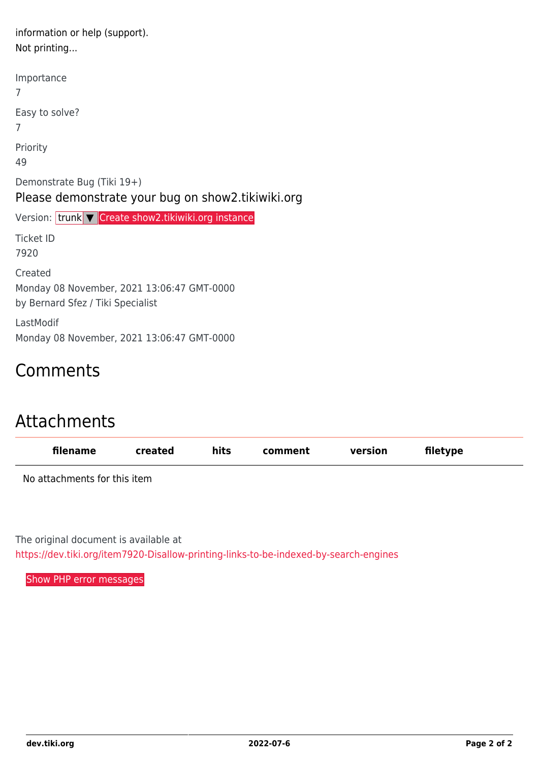information or help (support).
Not printing...

Importance
7

Easy to solve?
7

Priority
49

Demonstrate Bug (Tiki 19+)
Please demonstrate your bug on show2.tikiwiki.org

Version: trunk ▼ Create show2.tikiwiki.org instance

Ticket ID
7920

Created
Monday 08 November, 2021 13:06:47 GMT-0000
by Bernard Sfez / Tiki Specialist

LastModif
Monday 08 November, 2021 13:06:47 GMT-0000

## Comments

## Attachments

| filename | created | hits | comment | version | filetype |
|---|---|---|---|---|---|
| No attachments for this item | | | | | |

The original document is available at
https://dev.tiki.org/item7920-Disallow-printing-links-to-be-indexed-by-search-engines

Show PHP error messages